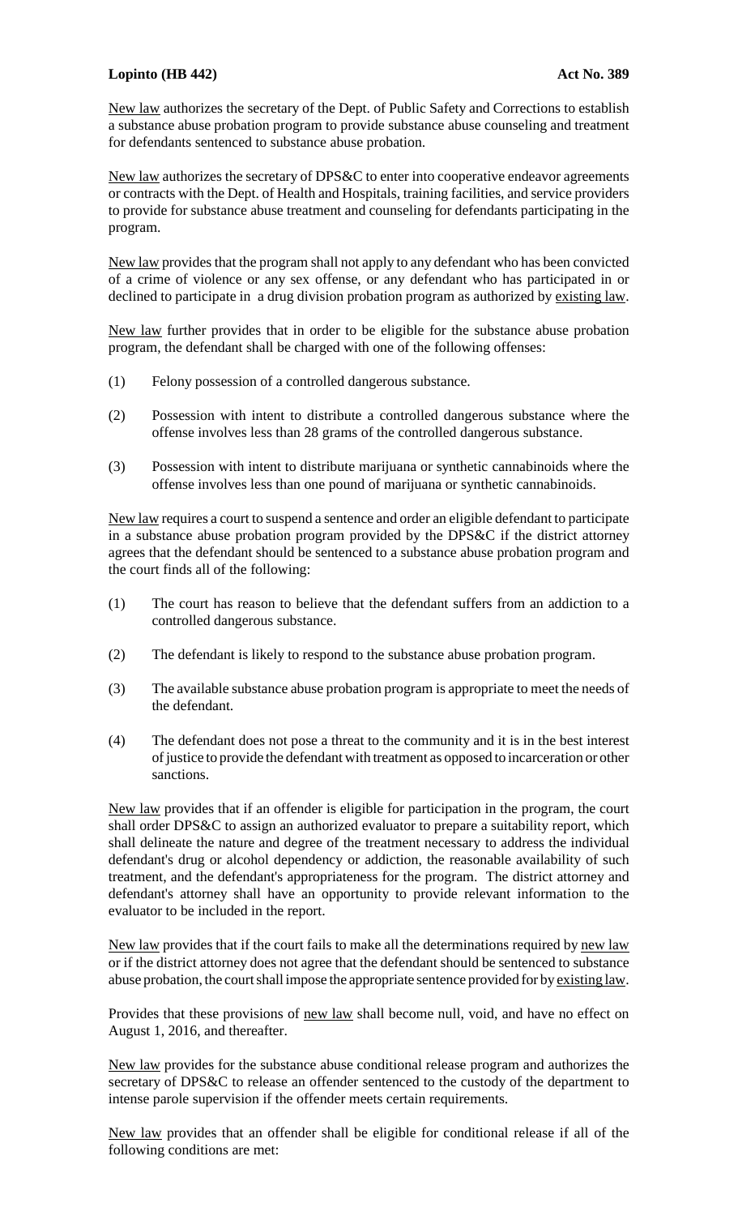**Lopinto (HB 442)** **Act No. 389**

New law authorizes the secretary of the Dept. of Public Safety and Corrections to establish a substance abuse probation program to provide substance abuse counseling and treatment for defendants sentenced to substance abuse probation.

New law authorizes the secretary of DPS&C to enter into cooperative endeavor agreements or contracts with the Dept. of Health and Hospitals, training facilities, and service providers to provide for substance abuse treatment and counseling for defendants participating in the program.

New law provides that the program shall not apply to any defendant who has been convicted of a crime of violence or any sex offense, or any defendant who has participated in or declined to participate in a drug division probation program as authorized by existing law.

New law further provides that in order to be eligible for the substance abuse probation program, the defendant shall be charged with one of the following offenses:

(1) Felony possession of a controlled dangerous substance.

(2) Possession with intent to distribute a controlled dangerous substance where the offense involves less than 28 grams of the controlled dangerous substance.

(3) Possession with intent to distribute marijuana or synthetic cannabinoids where the offense involves less than one pound of marijuana or synthetic cannabinoids.

New law requires a court to suspend a sentence and order an eligible defendant to participate in a substance abuse probation program provided by the DPS&C if the district attorney agrees that the defendant should be sentenced to a substance abuse probation program and the court finds all of the following:

(1) The court has reason to believe that the defendant suffers from an addiction to a controlled dangerous substance.

(2) The defendant is likely to respond to the substance abuse probation program.

(3) The available substance abuse probation program is appropriate to meet the needs of the defendant.

(4) The defendant does not pose a threat to the community and it is in the best interest of justice to provide the defendant with treatment as opposed to incarceration or other sanctions.

New law provides that if an offender is eligible for participation in the program, the court shall order DPS&C to assign an authorized evaluator to prepare a suitability report, which shall delineate the nature and degree of the treatment necessary to address the individual defendant's drug or alcohol dependency or addiction, the reasonable availability of such treatment, and the defendant's appropriateness for the program. The district attorney and defendant's attorney shall have an opportunity to provide relevant information to the evaluator to be included in the report.

New law provides that if the court fails to make all the determinations required by new law or if the district attorney does not agree that the defendant should be sentenced to substance abuse probation, the court shall impose the appropriate sentence provided for by existing law.

Provides that these provisions of new law shall become null, void, and have no effect on August 1, 2016, and thereafter.

New law provides for the substance abuse conditional release program and authorizes the secretary of DPS&C to release an offender sentenced to the custody of the department to intense parole supervision if the offender meets certain requirements.

New law provides that an offender shall be eligible for conditional release if all of the following conditions are met: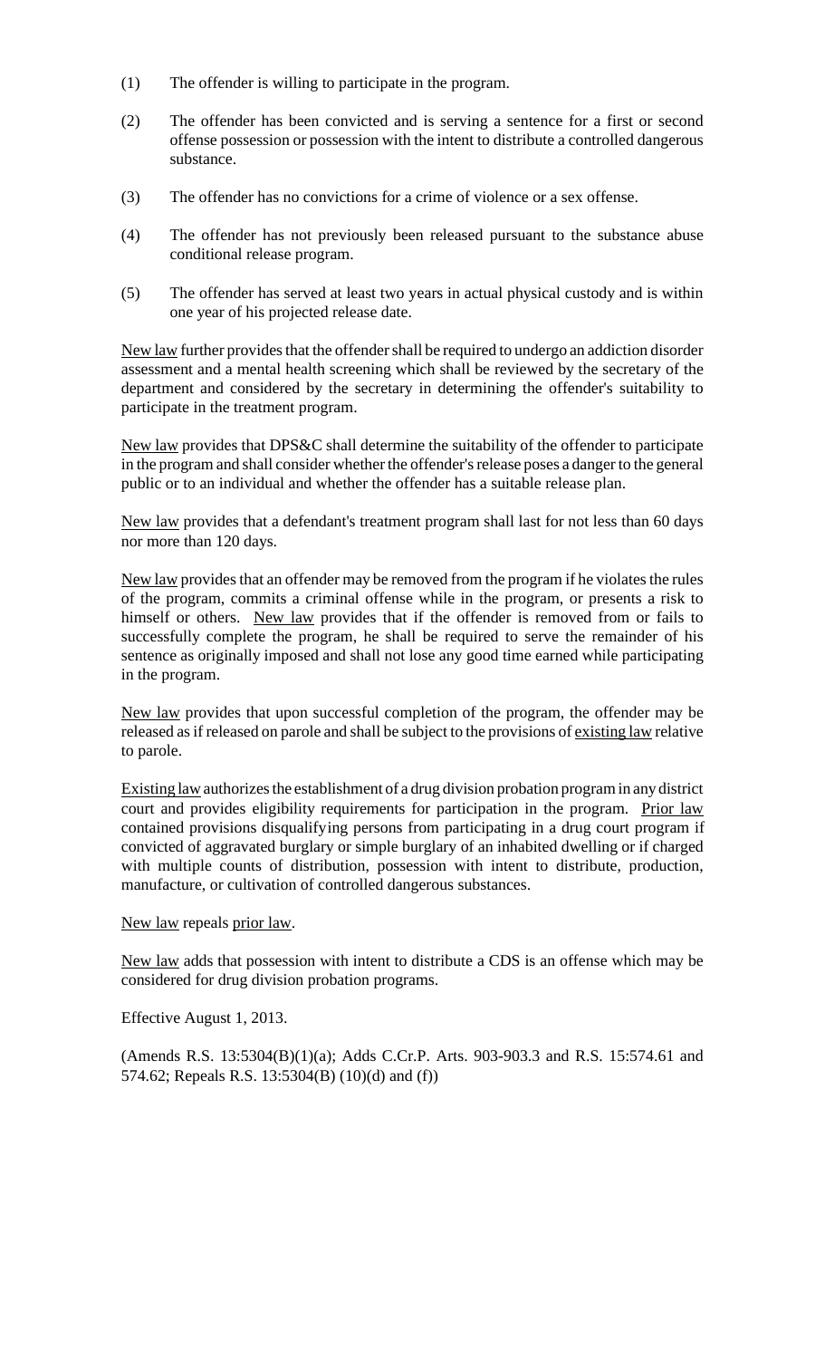(1) The offender is willing to participate in the program.

(2) The offender has been convicted and is serving a sentence for a first or second offense possession or possession with the intent to distribute a controlled dangerous substance.

(3) The offender has no convictions for a crime of violence or a sex offense.

(4) The offender has not previously been released pursuant to the substance abuse conditional release program.

(5) The offender has served at least two years in actual physical custody and is within one year of his projected release date.

New law further provides that the offender shall be required to undergo an addiction disorder assessment and a mental health screening which shall be reviewed by the secretary of the department and considered by the secretary in determining the offender's suitability to participate in the treatment program.

New law provides that DPS&C shall determine the suitability of the offender to participate in the program and shall consider whether the offender's release poses a danger to the general public or to an individual and whether the offender has a suitable release plan.

New law provides that a defendant's treatment program shall last for not less than 60 days nor more than 120 days.

New law provides that an offender may be removed from the program if he violates the rules of the program, commits a criminal offense while in the program, or presents a risk to himself or others. New law provides that if the offender is removed from or fails to successfully complete the program, he shall be required to serve the remainder of his sentence as originally imposed and shall not lose any good time earned while participating in the program.

New law provides that upon successful completion of the program, the offender may be released as if released on parole and shall be subject to the provisions of existing law relative to parole.

Existing law authorizes the establishment of a drug division probation program in any district court and provides eligibility requirements for participation in the program. Prior law contained provisions disqualifying persons from participating in a drug court program if convicted of aggravated burglary or simple burglary of an inhabited dwelling or if charged with multiple counts of distribution, possession with intent to distribute, production, manufacture, or cultivation of controlled dangerous substances.

New law repeals prior law.

New law adds that possession with intent to distribute a CDS is an offense which may be considered for drug division probation programs.

Effective August 1, 2013.

(Amends R.S. 13:5304(B)(1)(a); Adds C.Cr.P. Arts. 903-903.3 and R.S. 15:574.61 and 574.62; Repeals R.S. 13:5304(B) (10)(d) and (f))